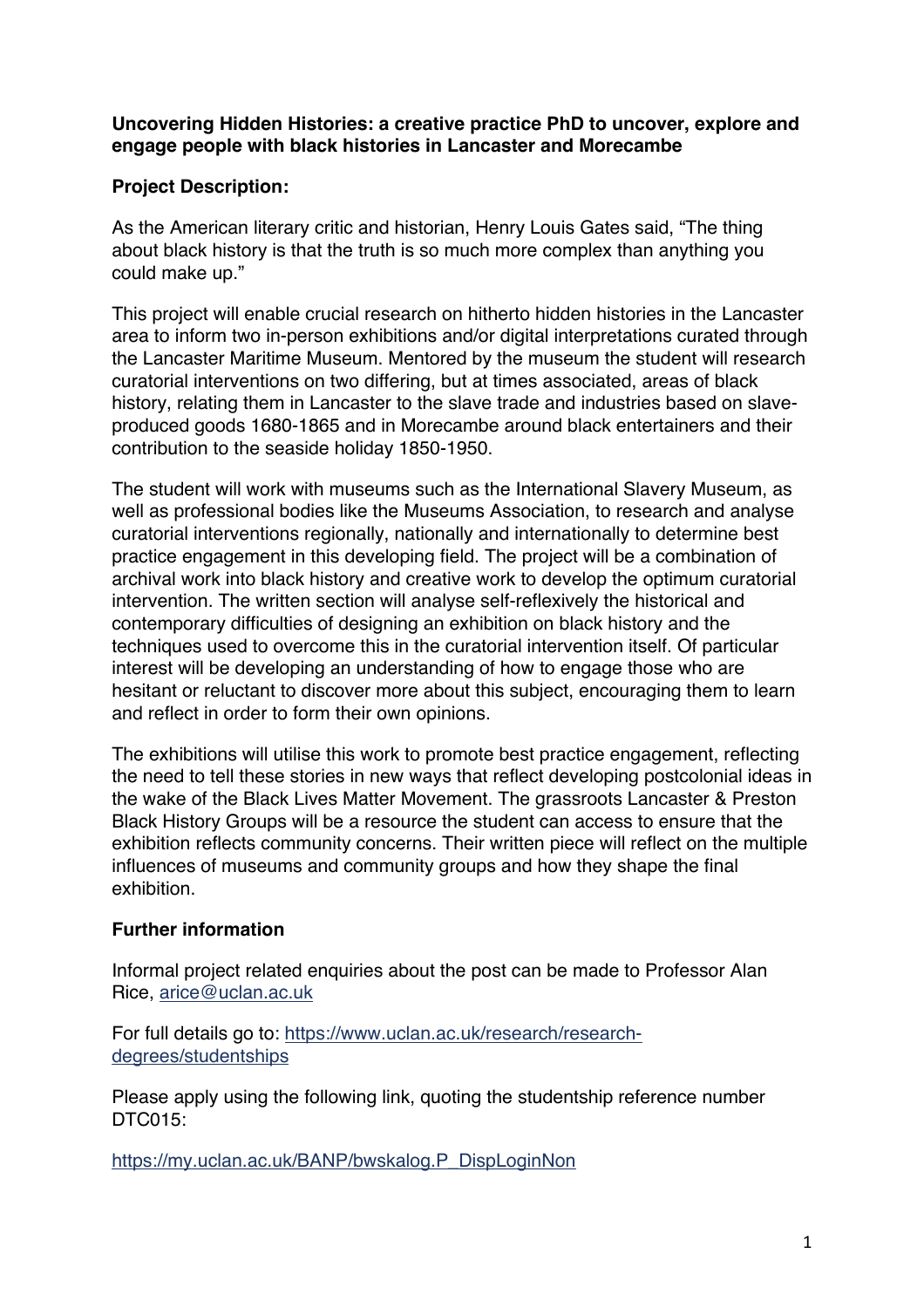**Uncovering Hidden Histories: a creative practice PhD to uncover, explore and engage people with black histories in Lancaster and Morecambe**

**Project Description:**

As the American literary critic and historian, Henry Louis Gates said, "The thing about black history is that the truth is so much more complex than anything you could make up."

This project will enable crucial research on hitherto hidden histories in the Lancaster area to inform two in-person exhibitions and/or digital interpretations curated through the Lancaster Maritime Museum. Mentored by the museum the student will research curatorial interventions on two differing, but at times associated, areas of black history, relating them in Lancaster to the slave trade and industries based on slave-produced goods 1680-1865 and in Morecambe around black entertainers and their contribution to the seaside holiday 1850-1950.

The student will work with museums such as the International Slavery Museum, as well as professional bodies like the Museums Association, to research and analyse curatorial interventions regionally, nationally and internationally to determine best practice engagement in this developing field. The project will be a combination of archival work into black history and creative work to develop the optimum curatorial intervention. The written section will analyse self-reflexively the historical and contemporary difficulties of designing an exhibition on black history and the techniques used to overcome this in the curatorial intervention itself. Of particular interest will be developing an understanding of how to engage those who are hesitant or reluctant to discover more about this subject, encouraging them to learn and reflect in order to form their own opinions.

The exhibitions will utilise this work to promote best practice engagement, reflecting the need to tell these stories in new ways that reflect developing postcolonial ideas in the wake of the Black Lives Matter Movement. The grassroots Lancaster & Preston Black History Groups will be a resource the student can access to ensure that the exhibition reflects community concerns. Their written piece will reflect on the multiple influences of museums and community groups and how they shape the final exhibition.

**Further information**

Informal project related enquiries about the post can be made to Professor Alan Rice, arice@uclan.ac.uk

For full details go to: https://www.uclan.ac.uk/research/research-degrees/studentships

Please apply using the following link, quoting the studentship reference number DTC015:

https://my.uclan.ac.uk/BANP/bwskalog.P_DispLoginNon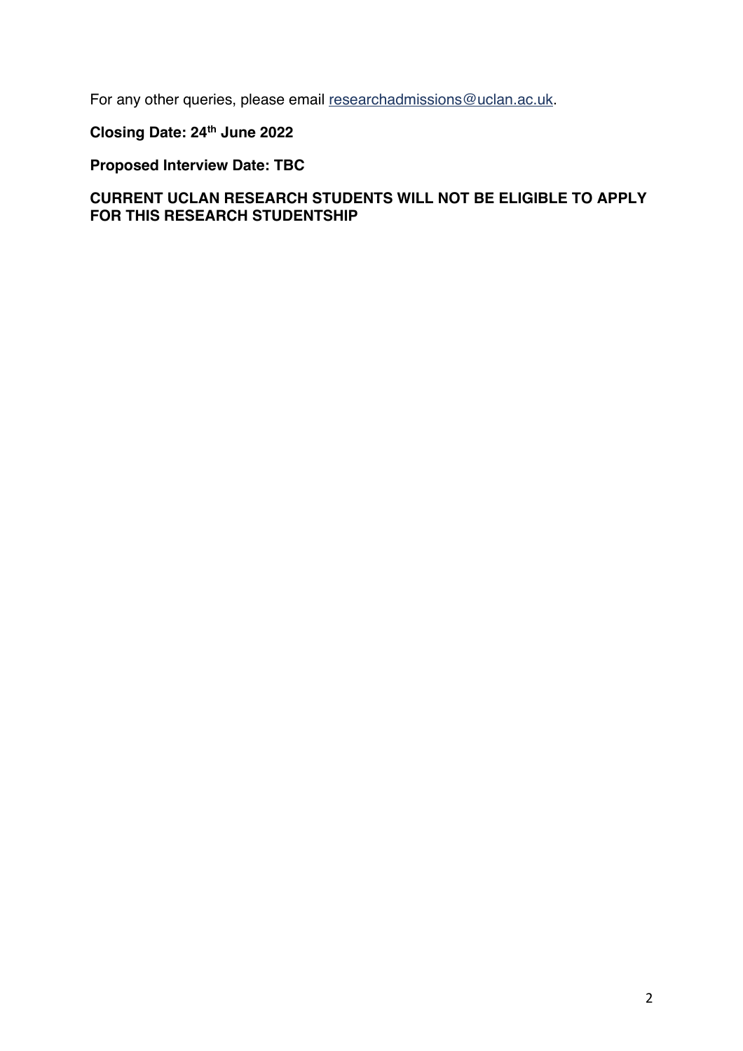For any other queries, please email researchadmissions@uclan.ac.uk.

**Closing Date: 24th June 2022**

**Proposed Interview Date: TBC**

**CURRENT UCLAN RESEARCH STUDENTS WILL NOT BE ELIGIBLE TO APPLY FOR THIS RESEARCH STUDENTSHIP**